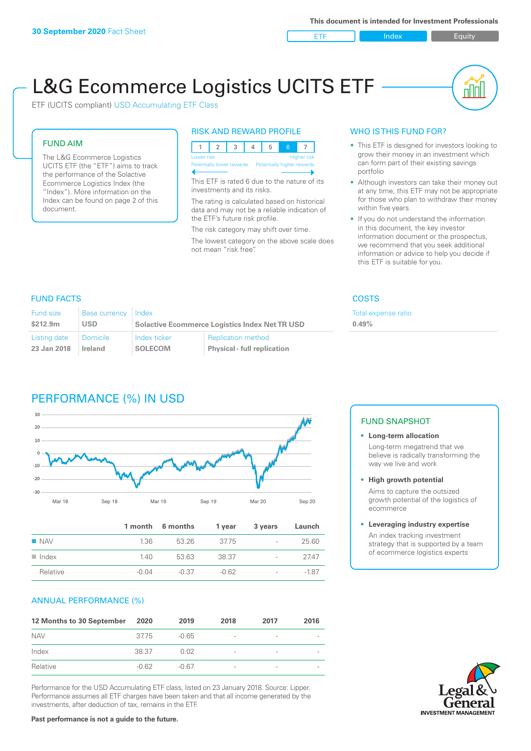30 September 2020 Fact Sheet

This document is intended for Investment Professionals

ETF | Index | Equity

# L&G Ecommerce Logistics UCITS ETF

ETF (UCITS compliant) USD Accumulating ETF Class

## FUND AIM

The L&G Ecommerce Logistics UCITS ETF (the "ETF") aims to track the performance of the Solactive Ecommerce Logistics Index (the "Index"). More information on the Index can be found on page 2 of this document.

## RISK AND REWARD PROFILE

| 1 | 2 | 3 | 4 | 5 | 6 | 7 |
|---|---|---|---|---|---|---|

Lower risk — Potentially lower rewards | Higher risk — Potentially higher rewards

This ETF is rated 6 due to the nature of its investments and its risks.

The rating is calculated based on historical data and may not be a reliable indication of the ETF's future risk profile.

The risk category may shift over time.

The lowest category on the above scale does not mean "risk free".

## WHO IS THIS FUND FOR?

- This ETF is designed for investors looking to grow their money in an investment which can form part of their existing savings portfolio
- Although investors can take their money out at any time, this ETF may not be appropriate for those who plan to withdraw their money within five years
- If you do not understand the information in this document, the key investor information document or the prospectus, we recommend that you seek additional information or advice to help you decide if this ETF is suitable for you.

## FUND FACTS

| Fund size | Base currency | Index | |
|---|---|---|---|
| $212.9m | USD | Solactive Ecommerce Logistics Index Net TR USD | |
| **Listing date** | **Domicile** | **Index ticker** | **Replication method** |
| 23 Jan 2018 | Ireland | SOLECOM | Physical - full replication |

## COSTS

| Total expense ratio |
|---|
| 0.49% |

## PERFORMANCE (%) IN USD

| | 1 month | 6 months | 1 year | 3 years | Launch |
|---|---|---|---|---|---|
| NAV | 1.36 | 53.26 | 37.75 | - | 25.60 |
| Index | 1.40 | 53.63 | 38.37 | - | 27.47 |
| Relative | -0.04 | -0.37 | -0.62 | - | -1.87 |

## FUND SNAPSHOT

- **Long-term allocation**
  Long-term megatrend that we believe is radically transforming the way we live and work
- **High growth potential**
  Aims to capture the outsized growth potential of the logistics of ecommerce
- **Leveraging industry expertise**
  An index tracking investment strategy that is supported by a team of ecommerce logistics experts

## ANNUAL PERFORMANCE (%)

| 12 Months to 30 September | 2020 | 2019 | 2018 | 2017 | 2016 |
|---|---|---|---|---|---|
| NAV | 37.75 | -0.65 | - | - | - |
| Index | 38.37 | 0.02 | - | - | - |
| Relative | -0.62 | -0.67 | - | - | - |

Performance for the USD Accumulating ETF class, listed on 23 January 2018. Source: Lipper. Performance assumes all ETF charges have been taken and that all income generated by the investments, after deduction of tax, remains in the ETF.

**Past performance is not a guide to the future.**

Legal & General INVESTMENT MANAGEMENT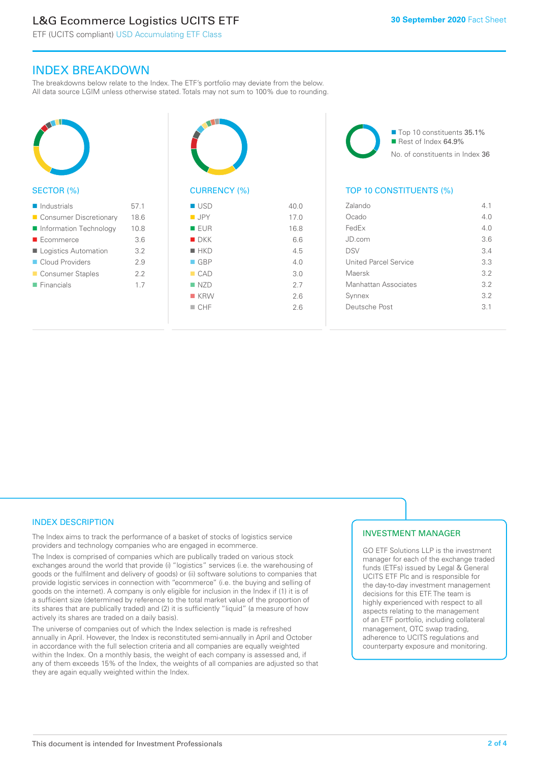# L&G Ecommerce Logistics UCITS ETF

ETF (UCITS compliant) USD Accumulating ETF Class

30 September 2020 Fact Sheet

## INDEX BREAKDOWN

The breakdowns below relate to the Index. The ETF's portfolio may deviate from the below. All data source LGIM unless otherwise stated. Totals may not sum to 100% due to rounding.

### SECTOR (%)

| Sector | % |
|---|---|
| Industrials | 57.1 |
| Consumer Discretionary | 18.6 |
| Information Technology | 10.8 |
| Ecommerce | 3.6 |
| Logistics Automation | 3.2 |
| Cloud Providers | 2.9 |
| Consumer Staples | 2.2 |
| Financials | 1.7 |

### CURRENCY (%)

| Currency | % |
|---|---|
| USD | 40.0 |
| JPY | 17.0 |
| EUR | 16.8 |
| DKK | 6.6 |
| HKD | 4.5 |
| GBP | 4.0 |
| CAD | 3.0 |
| NZD | 2.7 |
| KRW | 2.6 |
| CHF | 2.6 |

Top 10 constituents 35.1%
Rest of Index 64.9%
No. of constituents in Index 36

### TOP 10 CONSTITUENTS (%)

| Constituent | % |
|---|---|
| Zalando | 4.1 |
| Ocado | 4.0 |
| FedEx | 4.0 |
| JD.com | 3.6 |
| DSV | 3.4 |
| United Parcel Service | 3.3 |
| Maersk | 3.2 |
| Manhattan Associates | 3.2 |
| Synnex | 3.2 |
| Deutsche Post | 3.1 |

## INDEX DESCRIPTION

The Index aims to track the performance of a basket of stocks of logistics service providers and technology companies who are engaged in ecommerce.

The Index is comprised of companies which are publically traded on various stock exchanges around the world that provide (i) "logistics" services (i.e. the warehousing of goods or the fulfilment and delivery of goods) or (ii) software solutions to companies that provide logistic services in connection with "ecommerce" (i.e. the buying and selling of goods on the internet). A company is only eligible for inclusion in the Index if (1) it is of a sufficient size (determined by reference to the total market value of the proportion of its shares that are publically traded) and (2) it is sufficiently "liquid" (a measure of how actively its shares are traded on a daily basis).

The universe of companies out of which the Index selection is made is refreshed annually in April. However, the Index is reconstituted semi-annually in April and October in accordance with the full selection criteria and all companies are equally weighted within the Index. On a monthly basis, the weight of each company is assessed and, if any of them exceeds 15% of the Index, the weights of all companies are adjusted so that they are again equally weighted within the Index.

## INVESTMENT MANAGER

GO ETF Solutions LLP is the investment manager for each of the exchange traded funds (ETFs) issued by Legal & General UCITS ETF Plc and is responsible for the day-to-day investment management decisions for this ETF. The team is highly experienced with respect to all aspects relating to the management of an ETF portfolio, including collateral management, OTC swap trading, adherence to UCITS regulations and counterparty exposure and monitoring.

This document is intended for Investment Professionals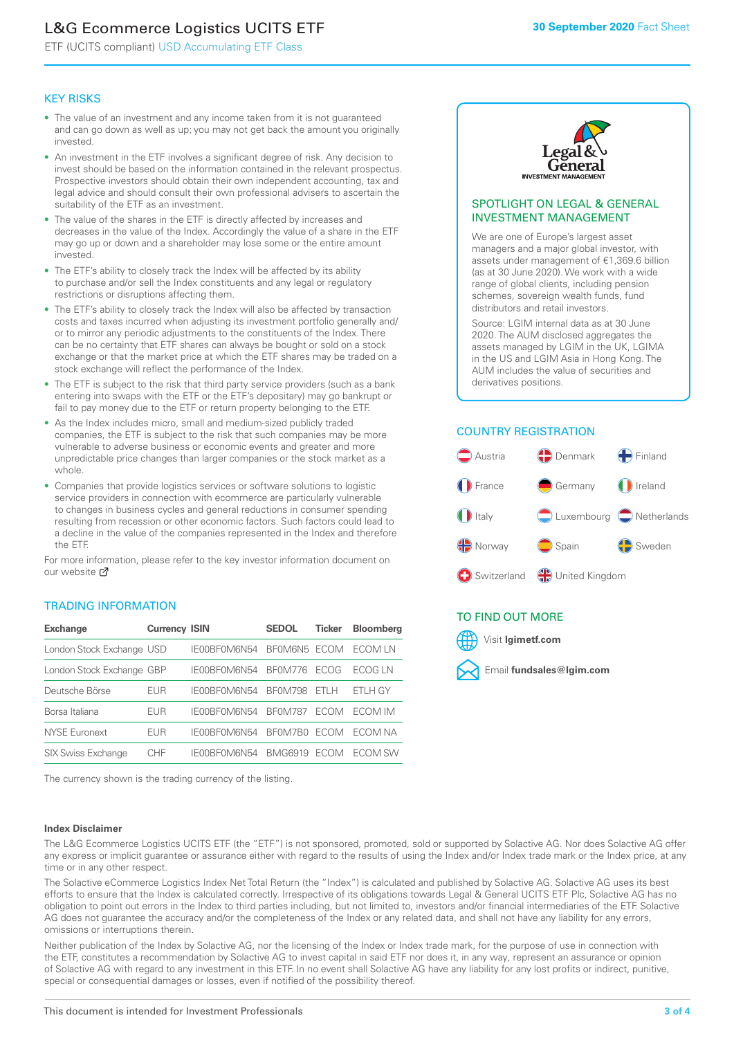# L&G Ecommerce Logistics UCITS ETF

ETF (UCITS compliant) USD Accumulating ETF Class

**30 September 2020** Fact Sheet

## KEY RISKS

- The value of an investment and any income taken from it is not guaranteed and can go down as well as up; you may not get back the amount you originally invested.
- An investment in the ETF involves a significant degree of risk. Any decision to invest should be based on the information contained in the relevant prospectus. Prospective investors should obtain their own independent accounting, tax and legal advice and should consult their own professional advisers to ascertain the suitability of the ETF as an investment.
- The value of the shares in the ETF is directly affected by increases and decreases in the value of the Index. Accordingly the value of a share in the ETF may go up or down and a shareholder may lose some or the entire amount invested.
- The ETF's ability to closely track the Index will be affected by its ability to purchase and/or sell the Index constituents and any legal or regulatory restrictions or disruptions affecting them.
- The ETF's ability to closely track the Index will also be affected by transaction costs and taxes incurred when adjusting its investment portfolio generally and/or to mirror any periodic adjustments to the constituents of the Index. There can be no certainty that ETF shares can always be bought or sold on a stock exchange or that the market price at which the ETF shares may be traded on a stock exchange will reflect the performance of the Index.
- The ETF is subject to the risk that third party service providers (such as a bank entering into swaps with the ETF or the ETF's depositary) may go bankrupt or fail to pay money due to the ETF or return property belonging to the ETF.
- As the Index includes micro, small and medium-sized publicly traded companies, the ETF is subject to the risk that such companies may be more vulnerable to adverse business or economic events and greater and more unpredictable price changes than larger companies or the stock market as a whole.
- Companies that provide logistics services or software solutions to logistic service providers in connection with ecommerce are particularly vulnerable to changes in business cycles and general reductions in consumer spending resulting from recession or other economic factors. Such factors could lead to a decline in the value of the companies represented in the Index and therefore the ETF.

For more information, please refer to the key investor information document on our website

## TRADING INFORMATION

| Exchange | Currency | ISIN | SEDOL | Ticker | Bloomberg |
|---|---|---|---|---|---|
| London Stock Exchange | USD | IE00BF0M6N54 | BF0M6N5 | ECOM | ECOM LN |
| London Stock Exchange | GBP | IE00BF0M6N54 | BF0M776 | ECOG | ECOG LN |
| Deutsche Börse | EUR | IE00BF0M6N54 | BF0M798 | ETLH | ETLH GY |
| Borsa Italiana | EUR | IE00BF0M6N54 | BF0M787 | ECOM | ECOM IM |
| NYSE Euronext | EUR | IE00BF0M6N54 | BF0M7B0 | ECOM | ECOM NA |
| SIX Swiss Exchange | CHF | IE00BF0M6N54 | BMG6919 | ECOM | ECOM SW |

The currency shown is the trading currency of the listing.

## SPOTLIGHT ON LEGAL & GENERAL INVESTMENT MANAGEMENT

We are one of Europe's largest asset managers and a major global investor, with assets under management of €1,369.6 billion (as at 30 June 2020). We work with a wide range of global clients, including pension schemes, sovereign wealth funds, fund distributors and retail investors.

Source: LGIM internal data as at 30 June 2020. The AUM disclosed aggregates the assets managed by LGIM in the UK, LGIMA in the US and LGIM Asia in Hong Kong. The AUM includes the value of securities and derivatives positions.

## COUNTRY REGISTRATION

Austria, Denmark, Finland, France, Germany, Ireland, Italy, Luxembourg, Netherlands, Norway, Spain, Sweden, Switzerland, United Kingdom

## TO FIND OUT MORE

Visit **lgimetf.com**

Email **fundsales@lgim.com**

**Index Disclaimer**

The L&G Ecommerce Logistics UCITS ETF (the "ETF") is not sponsored, promoted, sold or supported by Solactive AG. Nor does Solactive AG offer any express or implicit guarantee or assurance either with regard to the results of using the Index and/or Index trade mark or the Index price, at any time or in any other respect.

The Solactive eCommerce Logistics Index Net Total Return (the "Index") is calculated and published by Solactive AG. Solactive AG uses its best efforts to ensure that the Index is calculated correctly. Irrespective of its obligations towards Legal & General UCITS ETF Plc, Solactive AG has no obligation to point out errors in the Index to third parties including, but not limited to, investors and/or financial intermediaries of the ETF. Solactive AG does not guarantee the accuracy and/or the completeness of the Index or any related data, and shall not have any liability for any errors, omissions or interruptions therein.

Neither publication of the Index by Solactive AG, nor the licensing of the Index or Index trade mark, for the purpose of use in connection with the ETF, constitutes a recommendation by Solactive AG to invest capital in said ETF nor does it, in any way, represent an assurance or opinion of Solactive AG with regard to any investment in this ETF. In no event shall Solactive AG have any liability for any lost profits or indirect, punitive, special or consequential damages or losses, even if notified of the possibility thereof.

This document is intended for Investment Professionals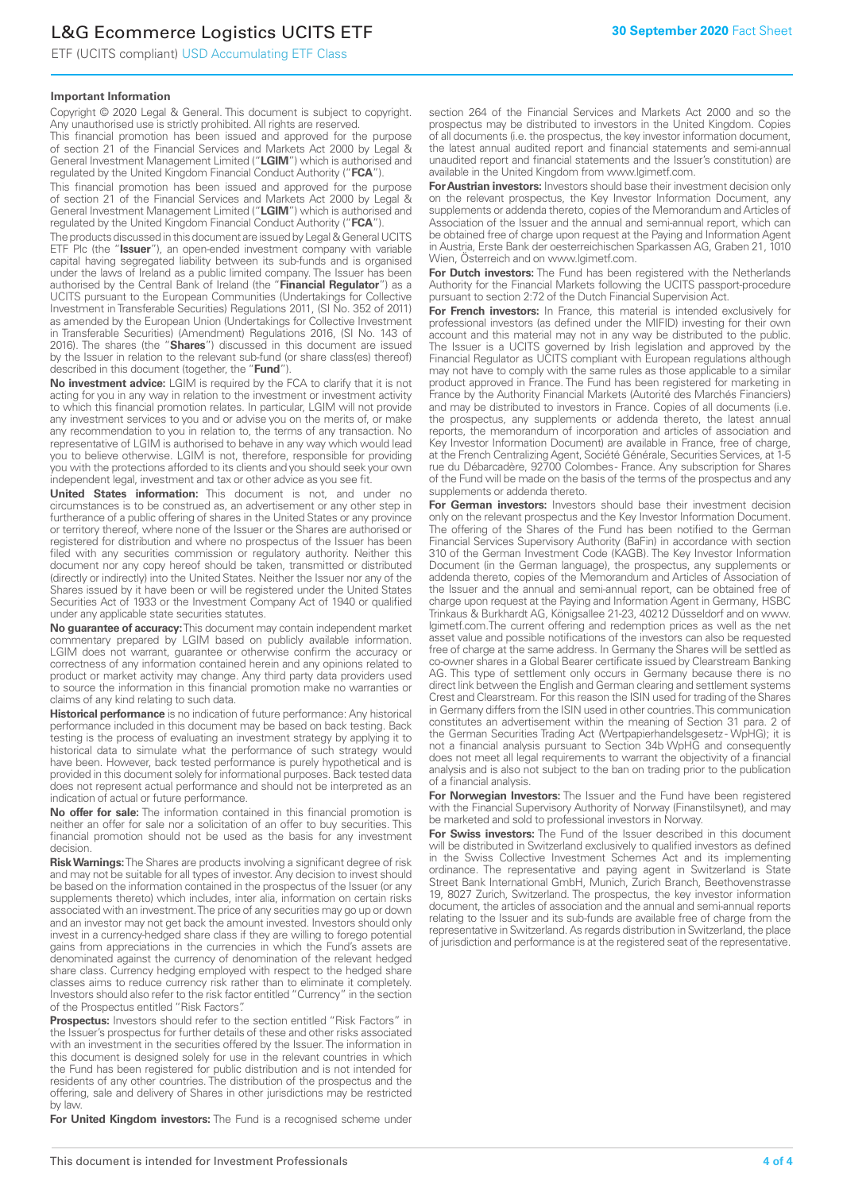### Important Information

Copyright © 2020 Legal & General. This document is subject to copyright. Any unauthorised use is strictly prohibited. All rights are reserved.

This financial promotion has been issued and approved for the purpose of section 21 of the Financial Services and Markets Act 2000 by Legal & General Investment Management Limited ("**LGIM**") which is authorised and regulated by the United Kingdom Financial Conduct Authority ("**FCA**").

This financial promotion has been issued and approved for the purpose of section 21 of the Financial Services and Markets Act 2000 by Legal & General Investment Management Limited ("**LGIM**") which is authorised and regulated by the United Kingdom Financial Conduct Authority ("**FCA**").

The products discussed in this document are issued by Legal & General UCITS ETF Plc (the "**Issuer**"), an open-ended investment company with variable capital having segregated liability between its sub-funds and is organised under the laws of Ireland as a public limited company. The Issuer has been authorised by the Central Bank of Ireland (the "**Financial Regulator**") as a UCITS pursuant to the European Communities (Undertakings for Collective Investment in Transferable Securities) Regulations 2011, (SI No. 352 of 2011) as amended by the European Union (Undertakings for Collective Investment in Transferable Securities) (Amendment) Regulations 2016, (SI No. 143 of 2016). The shares (the "**Shares**") discussed in this document are issued by the Issuer in relation to the relevant sub-fund (or share class(es) thereof) described in this document (together, the "**Fund**").

**No investment advice:** LGIM is required by the FCA to clarify that it is not acting for you in any way in relation to the investment or investment activity to which this financial promotion relates. In particular, LGIM will not provide any investment services to you and or advise you on the merits of, or make any recommendation to you in relation to, the terms of any transaction. No representative of LGIM is authorised to behave in any way which would lead you to believe otherwise. LGIM is not, therefore, responsible for providing you with the protections afforded to its clients and you should seek your own independent legal, investment and tax or other advice as you see fit.

**United States information:** This document is not, and under no circumstances is to be construed as, an advertisement or any other step in furtherance of a public offering of shares in the United States or any province or territory thereof, where none of the Issuer or the Shares are authorised or registered for distribution and where no prospectus of the Issuer has been filed with any securities commission or regulatory authority. Neither this document nor any copy hereof should be taken, transmitted or distributed (directly or indirectly) into the United States. Neither the Issuer nor any of the Shares issued by it have been or will be registered under the United States Securities Act of 1933 or the Investment Company Act of 1940 or qualified under any applicable state securities statutes.

**No guarantee of accuracy:** This document may contain independent market commentary prepared by LGIM based on publicly available information. LGIM does not warrant, guarantee or otherwise confirm the accuracy or correctness of any information contained herein and any opinions related to product or market activity may change. Any third party data providers used to source the information in this financial promotion make no warranties or claims of any kind relating to such data.

**Historical performance** is no indication of future performance: Any historical performance included in this document may be based on back testing. Back testing is the process of evaluating an investment strategy by applying it to historical data to simulate what the performance of such strategy would have been. However, back tested performance is purely hypothetical and is provided in this document solely for informational purposes. Back tested data does not represent actual performance and should not be interpreted as an indication of actual or future performance.

**No offer for sale:** The information contained in this financial promotion is neither an offer for sale nor a solicitation of an offer to buy securities. This financial promotion should not be used as the basis for any investment decision.

**Risk Warnings:** The Shares are products involving a significant degree of risk and may not be suitable for all types of investor. Any decision to invest should be based on the information contained in the prospectus of the Issuer (or any supplements thereto) which includes, inter alia, information on certain risks associated with an investment. The price of any securities may go up or down and an investor may not get back the amount invested. Investors should only invest in a currency-hedged share class if they are willing to forego potential gains from appreciations in the currencies in which the Fund's assets are denominated against the currency of denomination of the relevant hedged share class. Currency hedging employed with respect to the hedged share classes aims to reduce currency risk rather than to eliminate it completely. Investors should also refer to the risk factor entitled "Currency" in the section of the Prospectus entitled "Risk Factors".

**Prospectus:** Investors should refer to the section entitled "Risk Factors" in the Issuer's prospectus for further details of these and other risks associated with an investment in the securities offered by the Issuer. The information in this document is designed solely for use in the relevant countries in which the Fund has been registered for public distribution and is not intended for residents of any other countries. The distribution of the prospectus and the offering, sale and delivery of Shares in other jurisdictions may be restricted by law.

**For United Kingdom investors:** The Fund is a recognised scheme under section 264 of the Financial Services and Markets Act 2000 and so the prospectus may be distributed to investors in the United Kingdom. Copies of all documents (i.e. the prospectus, the key investor information document, the latest annual audited report and financial statements and semi-annual unaudited report and financial statements and the Issuer's constitution) are available in the United Kingdom from www.lgimetf.com.

**For Austrian investors:** Investors should base their investment decision only on the relevant prospectus, the Key Investor Information Document, any supplements or addenda thereto, copies of the Memorandum and Articles of Association of the Issuer and the annual and semi-annual report, which can be obtained free of charge upon request at the Paying and Information Agent in Austria, Erste Bank der oesterreichischen Sparkassen AG, Graben 21, 1010 Wien, Österreich and on www.lgimetf.com.

**For Dutch investors:** The Fund has been registered with the Netherlands Authority for the Financial Markets following the UCITS passport-procedure pursuant to section 2:72 of the Dutch Financial Supervision Act.

**For French investors:** In France, this material is intended exclusively for professional investors (as defined under the MIFID) investing for their own account and this material may not in any way be distributed to the public. The Issuer is a UCITS governed by Irish legislation and approved by the Financial Regulator as UCITS compliant with European regulations although may not have to comply with the same rules as those applicable to a similar product approved in France. The Fund has been registered for marketing in France by the Authority Financial Markets (Autorité des Marchés Financiers) and may be distributed to investors in France. Copies of all documents (i.e. the prospectus, any supplements or addenda thereto, the latest annual reports, the memorandum of incorporation and articles of association and Key Investor Information Document) are available in France, free of charge, at the French Centralizing Agent, Société Générale, Securities Services, at 1-5 rue du Débarcadère, 92700 Colombes - France. Any subscription for Shares of the Fund will be made on the basis of the terms of the prospectus and any supplements or addenda thereto.

**For German investors:** Investors should base their investment decision only on the relevant prospectus and the Key Investor Information Document. The offering of the Shares of the Fund has been notified to the German Financial Services Supervisory Authority (BaFin) in accordance with section 310 of the German Investment Code (KAGB). The Key Investor Information Document (in the German language), the prospectus, any supplements or addenda thereto, copies of the Memorandum and Articles of Association of the Issuer and the annual and semi-annual report, can be obtained free of charge upon request at the Paying and Information Agent in Germany, HSBC Trinkaus & Burkhardt AG, Königsallee 21-23, 40212 Düsseldorf and on www.lgimetf.com.The current offering and redemption prices as well as the net asset value and possible notifications of the investors can also be requested free of charge at the same address. In Germany the Shares will be settled as co-owner shares in a Global Bearer certificate issued by Clearstream Banking AG. This type of settlement only occurs in Germany because there is no direct link between the English and German clearing and settlement systems Crest and Clearstream. For this reason the ISIN used for trading of the Shares in Germany differs from the ISIN used in other countries. This communication constitutes an advertisement within the meaning of Section 31 para. 2 of the German Securities Trading Act (Wertpapierhandelsgesetz - WpHG); it is not a financial analysis pursuant to Section 34b WpHG and consequently does not meet all legal requirements to warrant the objectivity of a financial analysis and is also not subject to the ban on trading prior to the publication of a financial analysis.

**For Norwegian Investors:** The Issuer and the Fund have been registered with the Financial Supervisory Authority of Norway (Finanstilsynet), and may be marketed and sold to professional investors in Norway.

**For Swiss investors:** The Fund of the Issuer described in this document will be distributed in Switzerland exclusively to qualified investors as defined in the Swiss Collective Investment Schemes Act and its implementing ordinance. The representative and paying agent in Switzerland is State Street Bank International GmbH, Munich, Zurich Branch, Beethovenstrasse 19, 8027 Zurich, Switzerland. The prospectus, the key investor information document, the articles of association and the annual and semi-annual reports relating to the Issuer and its sub-funds are available free of charge from the representative in Switzerland. As regards distribution in Switzerland, the place of jurisdiction and performance is at the registered seat of the representative.